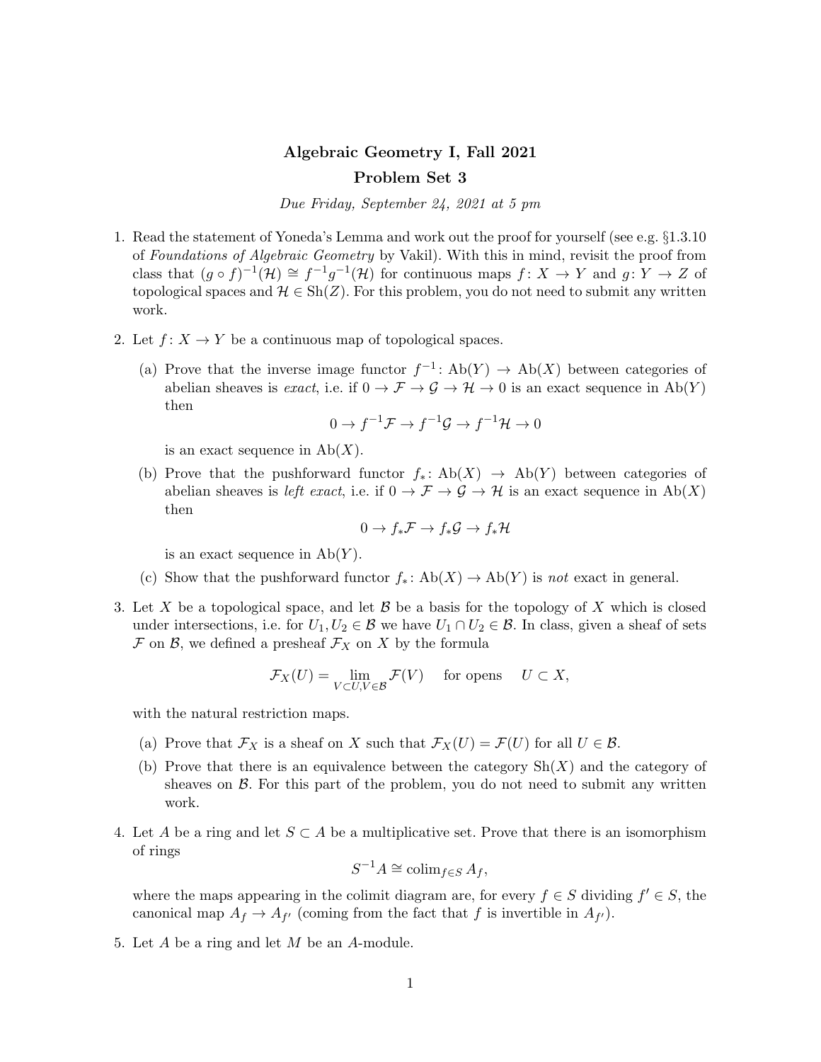**Algebraic Geometry I, Fall 2021**

**Problem Set 3**

*Due Friday, September 24, 2021 at 5 pm*

1. Read the statement of Yoneda's Lemma and work out the proof for yourself (see e.g. §1.3.10 of *Foundations of Algebraic Geometry* by Vakil). With this in mind, revisit the proof from class that $(g \circ f)^{-1}(\mathcal{H}) \cong f^{-1}g^{-1}(\mathcal{H})$ for continuous maps $f\colon X \to Y$ and $g\colon Y \to Z$ of topological spaces and $\mathcal{H} \in \mathrm{Sh}(Z)$. For this problem, you do not need to submit any written work.

2. Let $f\colon X \to Y$ be a continuous map of topological spaces.

   (a) Prove that the inverse image functor $f^{-1}\colon \mathrm{Ab}(Y) \to \mathrm{Ab}(X)$ between categories of abelian sheaves is *exact*, i.e. if $0 \to \mathcal{F} \to \mathcal{G} \to \mathcal{H} \to 0$ is an exact sequence in $\mathrm{Ab}(Y)$ then
   $$0 \to f^{-1}\mathcal{F} \to f^{-1}\mathcal{G} \to f^{-1}\mathcal{H} \to 0$$
   is an exact sequence in $\mathrm{Ab}(X)$.

   (b) Prove that the pushforward functor $f_*\colon \mathrm{Ab}(X) \to \mathrm{Ab}(Y)$ between categories of abelian sheaves is *left exact*, i.e. if $0 \to \mathcal{F} \to \mathcal{G} \to \mathcal{H}$ is an exact sequence in $\mathrm{Ab}(X)$ then
   $$0 \to f_*\mathcal{F} \to f_*\mathcal{G} \to f_*\mathcal{H}$$
   is an exact sequence in $\mathrm{Ab}(Y)$.

   (c) Show that the pushforward functor $f_*\colon \mathrm{Ab}(X) \to \mathrm{Ab}(Y)$ is *not* exact in general.

3. Let $X$ be a topological space, and let $\mathcal{B}$ be a basis for the topology of $X$ which is closed under intersections, i.e. for $U_1, U_2 \in \mathcal{B}$ we have $U_1 \cap U_2 \in \mathcal{B}$. In class, given a sheaf of sets $\mathcal{F}$ on $\mathcal{B}$, we defined a presheaf $\mathcal{F}_X$ on $X$ by the formula
   $$\mathcal{F}_X(U) = \lim_{V \subset U, V \in \mathcal{B}} \mathcal{F}(V) \quad \text{for opens} \quad U \subset X,$$
   with the natural restriction maps.

   (a) Prove that $\mathcal{F}_X$ is a sheaf on $X$ such that $\mathcal{F}_X(U) = \mathcal{F}(U)$ for all $U \in \mathcal{B}$.

   (b) Prove that there is an equivalence between the category $\mathrm{Sh}(X)$ and the category of sheaves on $\mathcal{B}$. For this part of the problem, you do not need to submit any written work.

4. Let $A$ be a ring and let $S \subset A$ be a multiplicative set. Prove that there is an isomorphism of rings
   $$S^{-1}A \cong \mathrm{colim}_{f \in S} A_f,$$
   where the maps appearing in the colimit diagram are, for every $f \in S$ dividing $f' \in S$, the canonical map $A_f \to A_{f'}$ (coming from the fact that $f$ is invertible in $A_{f'}$).

5. Let $A$ be a ring and let $M$ be an $A$-module.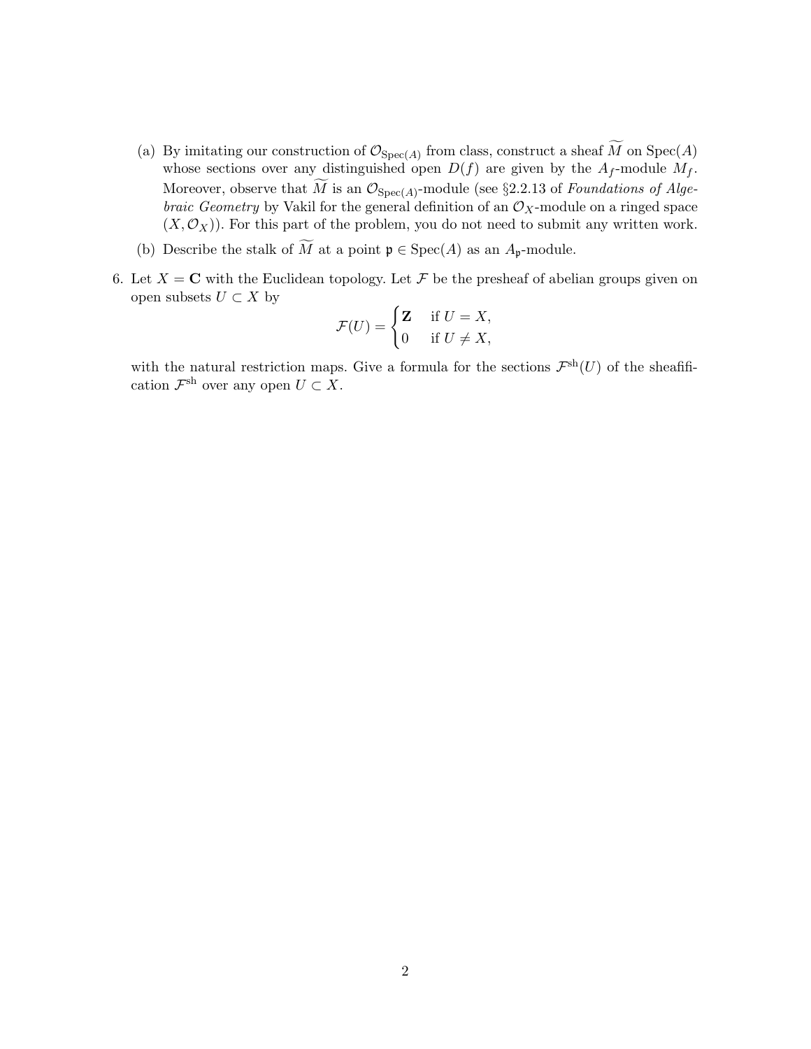(a) By imitating our construction of $\mathcal{O}_{\operatorname{Spec}(A)}$ from class, construct a sheaf $\widetilde{M}$ on $\operatorname{Spec}(A)$ whose sections over any distinguished open $D(f)$ are given by the $A_f$-module $M_f$. Moreover, observe that $\widetilde{M}$ is an $\mathcal{O}_{\operatorname{Spec}(A)}$-module (see §2.2.13 of *Foundations of Algebraic Geometry* by Vakil for the general definition of an $\mathcal{O}_X$-module on a ringed space $(X, \mathcal{O}_X)$). For this part of the problem, you do not need to submit any written work.

(b) Describe the stalk of $\widetilde{M}$ at a point $\mathfrak{p} \in \operatorname{Spec}(A)$ as an $A_{\mathfrak{p}}$-module.

6. Let $X = \mathbf{C}$ with the Euclidean topology. Let $\mathcal{F}$ be the presheaf of abelian groups given on open subsets $U \subset X$ by

$$\mathcal{F}(U) = \begin{cases} \mathbf{Z} & \text{if } U = X, \\ 0 & \text{if } U \neq X, \end{cases}$$

with the natural restriction maps. Give a formula for the sections $\mathcal{F}^{\text{sh}}(U)$ of the sheafification $\mathcal{F}^{\text{sh}}$ over any open $U \subset X$.